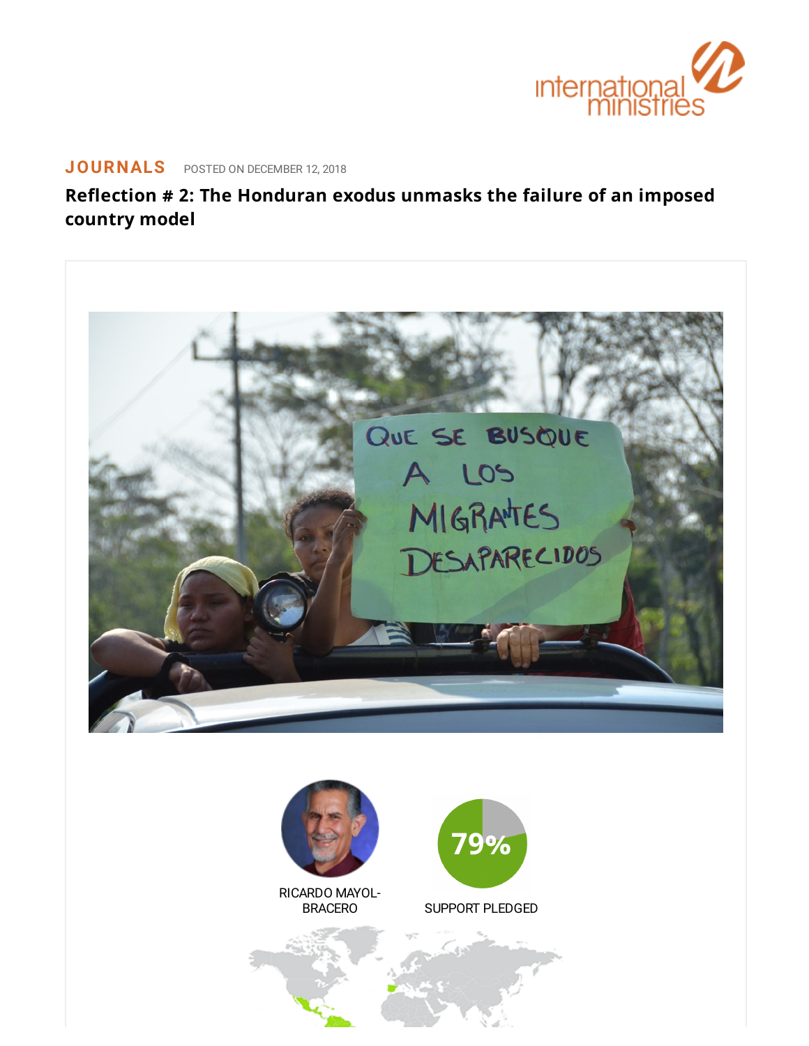JOURNALS POSTED ON DECEMBER 12, 2018

# Reflection # 2: The Honduran exodus unmasks the failure of an imposed country model

RICARDO MAYOL-BRACERO

79%

SUPPORT PLEDGED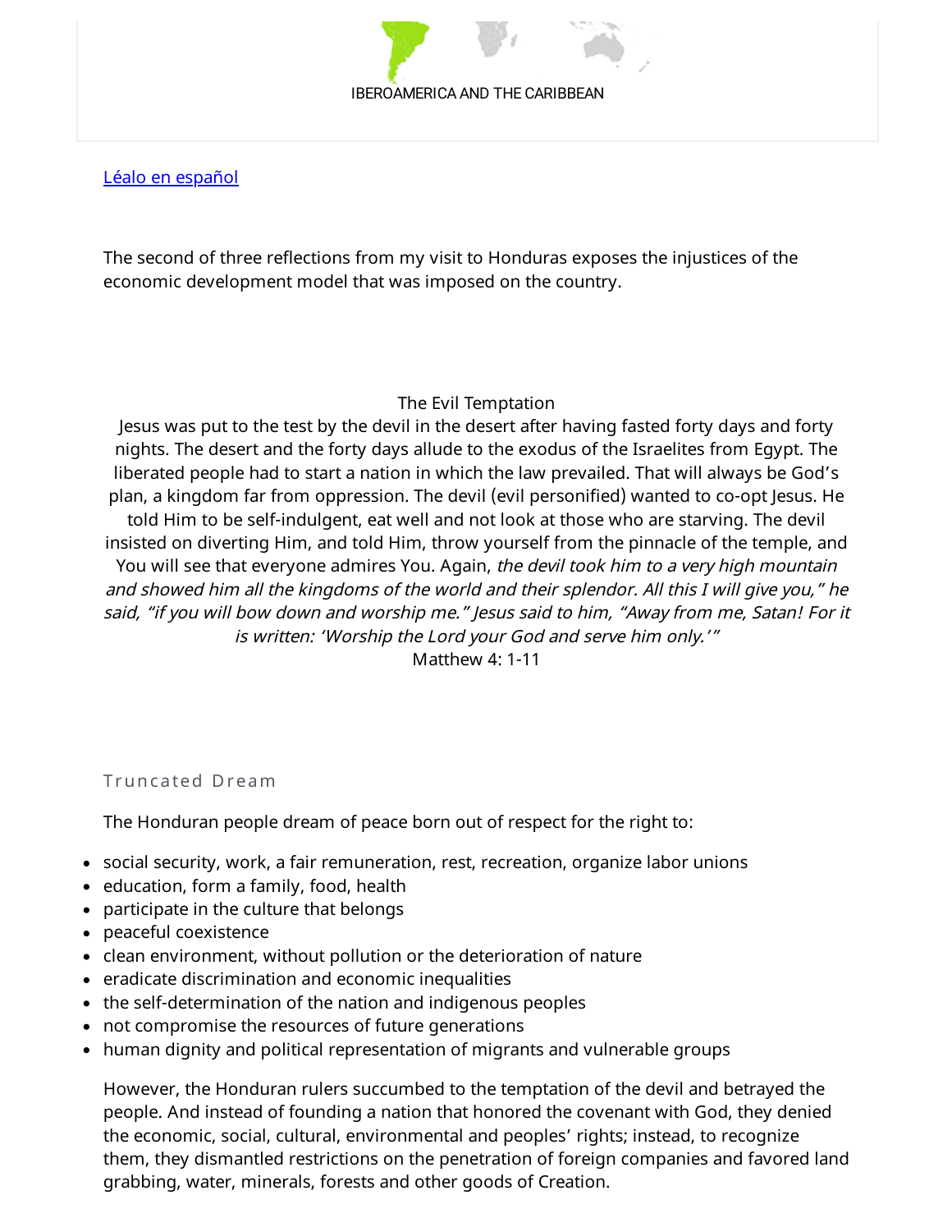IBEROAMERICA AND THE CARIBBEAN

[Léalo en español]

The second of three reflections from my visit to Honduras exposes the injustices of the economic development model that was imposed on the country.

The Evil Temptation

Jesus was put to the test by the devil in the desert after having fasted forty days and forty nights. The desert and the forty days allude to the exodus of the Israelites from Egypt. The liberated people had to start a nation in which the law prevailed. That will always be God's plan, a kingdom far from oppression. The devil (evil personified) wanted to co-opt Jesus. He told Him to be self-indulgent, eat well and not look at those who are starving. The devil insisted on diverting Him, and told Him, throw yourself from the pinnacle of the temple, and You will see that everyone admires You. Again, *the devil took him to a very high mountain and showed him all the kingdoms of the world and their splendor. All this I will give you," he said, "if you will bow down and worship me." Jesus said to him, "Away from me, Satan! For it is written: 'Worship the Lord your God and serve him only.'"*

Matthew 4: 1-11

## Truncated Dream

The Honduran people dream of peace born out of respect for the right to:

- social security, work, a fair remuneration, rest, recreation, organize labor unions
- education, form a family, food, health
- participate in the culture that belongs
- peaceful coexistence
- clean environment, without pollution or the deterioration of nature
- eradicate discrimination and economic inequalities
- the self-determination of the nation and indigenous peoples
- not compromise the resources of future generations
- human dignity and political representation of migrants and vulnerable groups

However, the Honduran rulers succumbed to the temptation of the devil and betrayed the people. And instead of founding a nation that honored the covenant with God, they denied the economic, social, cultural, environmental and peoples' rights; instead, to recognize them, they dismantled restrictions on the penetration of foreign companies and favored land grabbing, water, minerals, forests and other goods of Creation.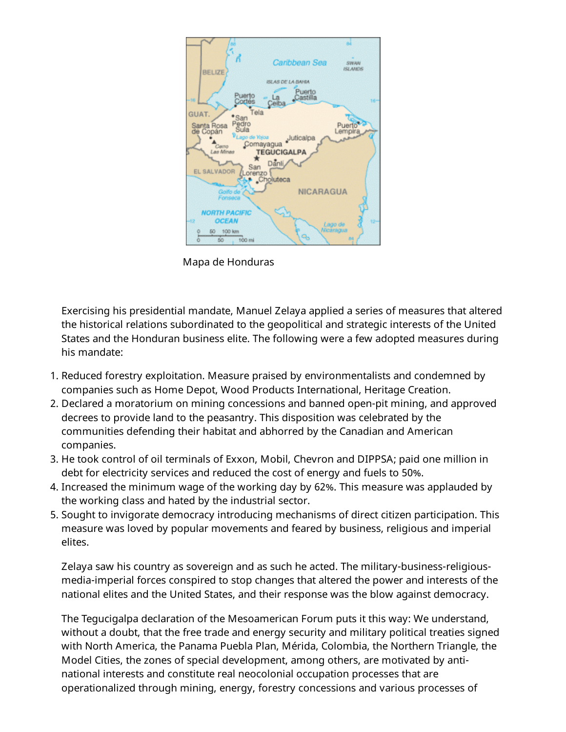Mapa de Honduras

Exercising his presidential mandate, Manuel Zelaya applied a series of measures that altered the historical relations subordinated to the geopolitical and strategic interests of the United States and the Honduran business elite. The following were a few adopted measures during his mandate:

1. Reduced forestry exploitation. Measure praised by environmentalists and condemned by companies such as Home Depot, Wood Products International, Heritage Creation.
2. Declared a moratorium on mining concessions and banned open-pit mining, and approved decrees to provide land to the peasantry. This disposition was celebrated by the communities defending their habitat and abhorred by the Canadian and American companies.
3. He took control of oil terminals of Exxon, Mobil, Chevron and DIPPSA; paid one million in debt for electricity services and reduced the cost of energy and fuels to 50%.
4. Increased the minimum wage of the working day by 62%. This measure was applauded by the working class and hated by the industrial sector.
5. Sought to invigorate democracy introducing mechanisms of direct citizen participation. This measure was loved by popular movements and feared by business, religious and imperial elites.

Zelaya saw his country as sovereign and as such he acted. The military-business-religious-media-imperial forces conspired to stop changes that altered the power and interests of the national elites and the United States, and their response was the blow against democracy.

The Tegucigalpa declaration of the Mesoamerican Forum puts it this way: We understand, without a doubt, that the free trade and energy security and military political treaties signed with North America, the Panama Puebla Plan, Mérida, Colombia, the Northern Triangle, the Model Cities, the zones of special development, among others, are motivated by anti-national interests and constitute real neocolonial occupation processes that are operationalized through mining, energy, forestry concessions and various processes of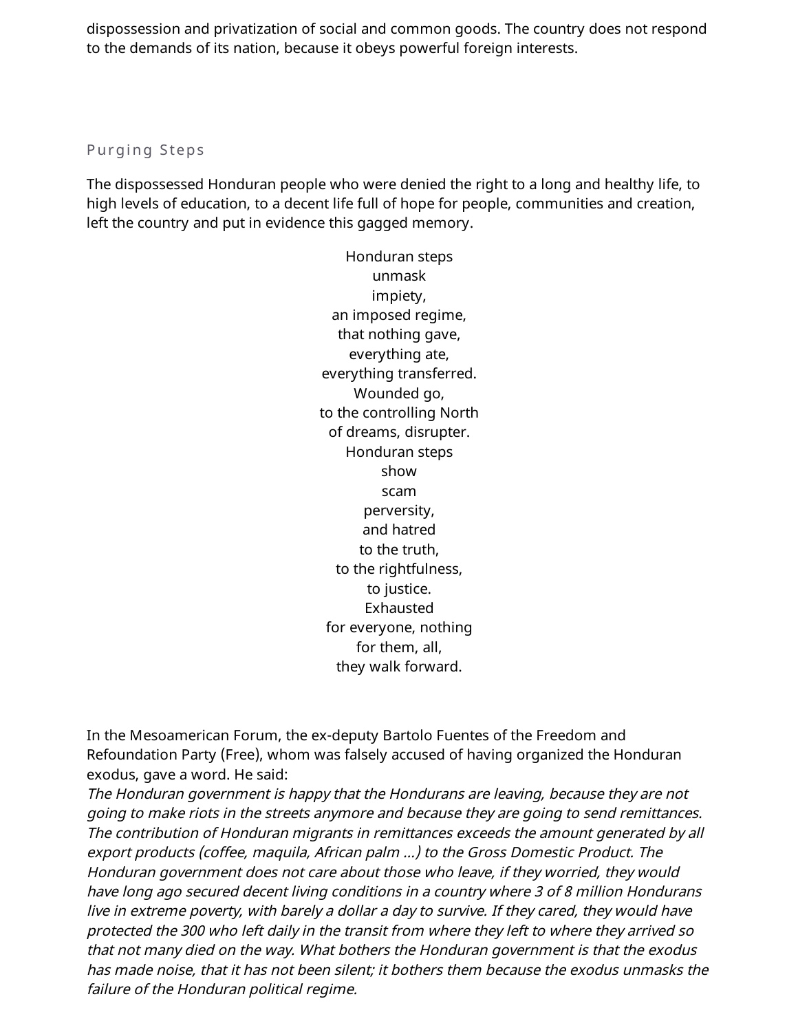dispossession and privatization of social and common goods. The country does not respond to the demands of its nation, because it obeys powerful foreign interests.

## Purging Steps

The dispossessed Honduran people who were denied the right to a long and healthy life, to high levels of education, to a decent life full of hope for people, communities and creation, left the country and put in evidence this gagged memory.

Honduran steps  
unmask  
impiety,  
an imposed regime,  
that nothing gave,  
everything ate,  
everything transferred.  
Wounded go,  
to the controlling North  
of dreams, disrupter.  
Honduran steps  
show  
scam  
perversity,  
and hatred  
to the truth,  
to the rightfulness,  
to justice.  
Exhausted  
for everyone, nothing  
for them, all,  
they walk forward.

In the Mesoamerican Forum, the ex-deputy Bartolo Fuentes of the Freedom and Refoundation Party (Free), whom was falsely accused of having organized the Honduran exodus, gave a word. He said:

*The Honduran government is happy that the Hondurans are leaving, because they are not going to make riots in the streets anymore and because they are going to send remittances. The contribution of Honduran migrants in remittances exceeds the amount generated by all export products (coffee, maquila, African palm ...) to the Gross Domestic Product. The Honduran government does not care about those who leave, if they worried, they would have long ago secured decent living conditions in a country where 3 of 8 million Hondurans live in extreme poverty, with barely a dollar a day to survive. If they cared, they would have protected the 300 who left daily in the transit from where they left to where they arrived so that not many died on the way. What bothers the Honduran government is that the exodus has made noise, that it has not been silent; it bothers them because the exodus unmasks the failure of the Honduran political regime.*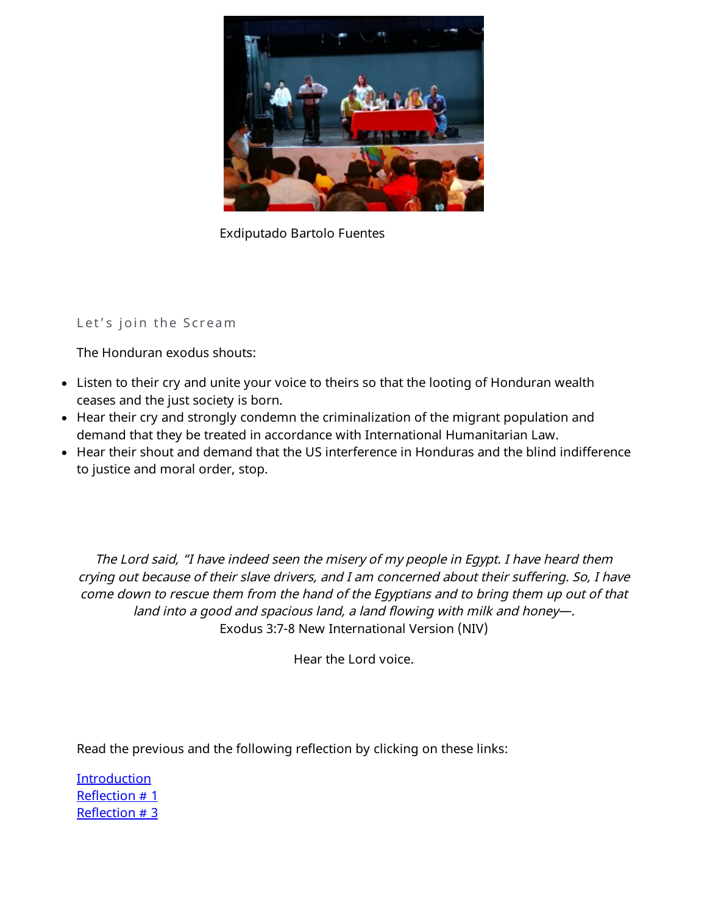Exdiputado Bartolo Fuentes

## Let's join the Scream

The Honduran exodus shouts:

- Listen to their cry and unite your voice to theirs so that the looting of Honduran wealth ceases and the just society is born.
- Hear their cry and strongly condemn the criminalization of the migrant population and demand that they be treated in accordance with International Humanitarian Law.
- Hear their shout and demand that the US interference in Honduras and the blind indifference to justice and moral order, stop.

*The Lord said, "I have indeed seen the misery of my people in Egypt. I have heard them crying out because of their slave drivers, and I am concerned about their suffering. So, I have come down to rescue them from the hand of the Egyptians and to bring them up out of that land into a good and spacious land, a land flowing with milk and honey—.*
Exodus 3:7-8 New International Version (NIV)

Hear the Lord voice.

Read the previous and the following reflection by clicking on these links:

[Introduction]
[Reflection # 1]
[Reflection # 3]